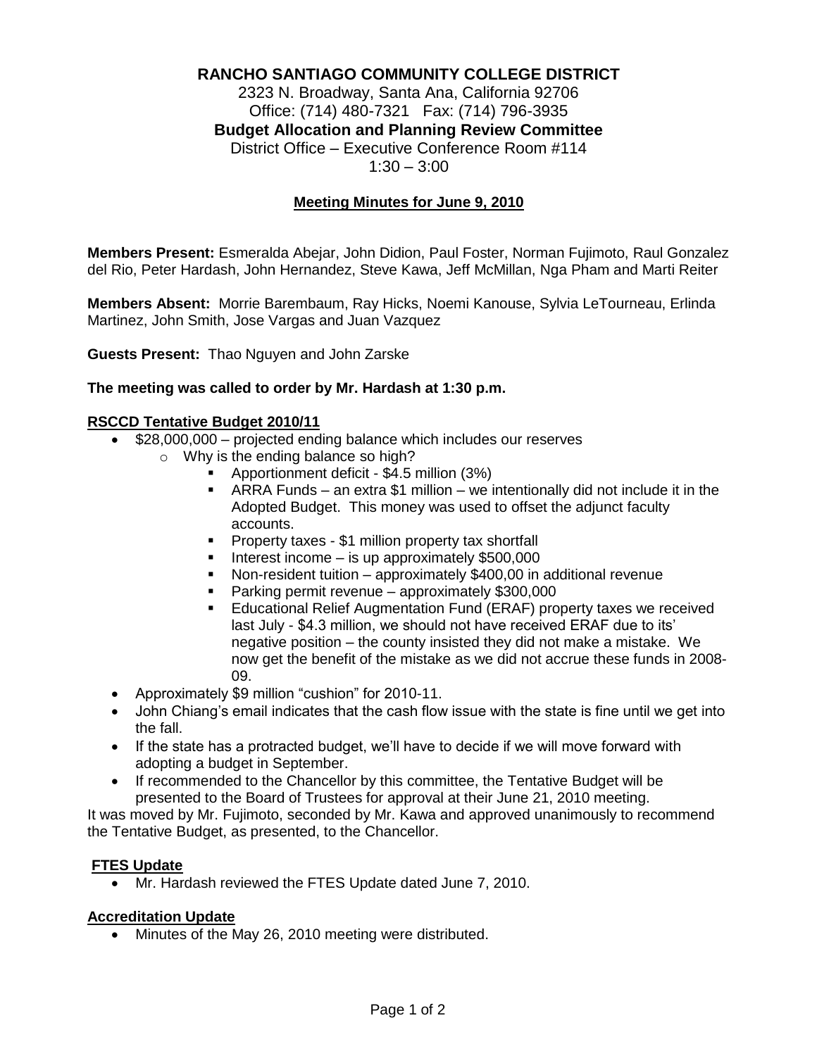# RANCHO SANTIAGO COMMUNITY COLLEGE DISTRICT

2323 N. Broadway, Santa Ana, California 92706
Office: (714) 480-7321 Fax: (714) 796-3935

**Budget Allocation and Planning Review Committee**

District Office – Executive Conference Room #114
1:30 – 3:00

## Meeting Minutes for June 9, 2010

**Members Present:** Esmeralda Abejar, John Didion, Paul Foster, Norman Fujimoto, Raul Gonzalez del Rio, Peter Hardash, John Hernandez, Steve Kawa, Jeff McMillan, Nga Pham and Marti Reiter

**Members Absent:** Morrie Barembaum, Ray Hicks, Noemi Kanouse, Sylvia LeTourneau, Erlinda Martinez, John Smith, Jose Vargas and Juan Vazquez

**Guests Present:** Thao Nguyen and John Zarske

**The meeting was called to order by Mr. Hardash at 1:30 p.m.**

### RSCCD Tentative Budget 2010/11

- $28,000,000 – projected ending balance which includes our reserves
  - Why is the ending balance so high?
    - Apportionment deficit - $4.5 million (3%)
    - ARRA Funds – an extra $1 million – we intentionally did not include it in the Adopted Budget. This money was used to offset the adjunct faculty accounts.
    - Property taxes - $1 million property tax shortfall
    - Interest income – is up approximately $500,000
    - Non-resident tuition – approximately $400,00 in additional revenue
    - Parking permit revenue – approximately $300,000
    - Educational Relief Augmentation Fund (ERAF) property taxes we received last July - $4.3 million, we should not have received ERAF due to its' negative position – the county insisted they did not make a mistake. We now get the benefit of the mistake as we did not accrue these funds in 2008-09.
- Approximately $9 million "cushion" for 2010-11.
- John Chiang's email indicates that the cash flow issue with the state is fine until we get into the fall.
- If the state has a protracted budget, we'll have to decide if we will move forward with adopting a budget in September.
- If recommended to the Chancellor by this committee, the Tentative Budget will be presented to the Board of Trustees for approval at their June 21, 2010 meeting.

It was moved by Mr. Fujimoto, seconded by Mr. Kawa and approved unanimously to recommend the Tentative Budget, as presented, to the Chancellor.

### FTES Update

- Mr. Hardash reviewed the FTES Update dated June 7, 2010.

### Accreditation Update

- Minutes of the May 26, 2010 meeting were distributed.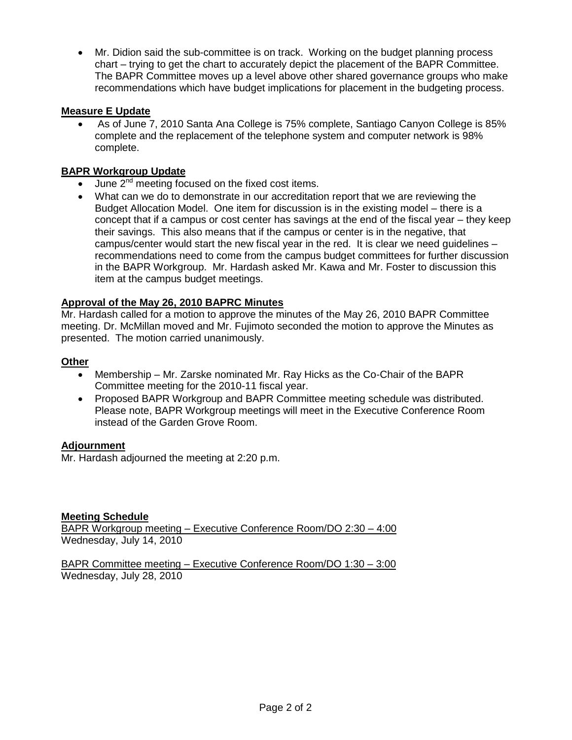- Mr. Didion said the sub-committee is on track. Working on the budget planning process chart – trying to get the chart to accurately depict the placement of the BAPR Committee. The BAPR Committee moves up a level above other shared governance groups who make recommendations which have budget implications for placement in the budgeting process.

**Measure E Update**

- As of June 7, 2010 Santa Ana College is 75% complete, Santiago Canyon College is 85% complete and the replacement of the telephone system and computer network is 98% complete.

**BAPR Workgroup Update**

- June 2nd meeting focused on the fixed cost items.
- What can we do to demonstrate in our accreditation report that we are reviewing the Budget Allocation Model. One item for discussion is in the existing model – there is a concept that if a campus or cost center has savings at the end of the fiscal year – they keep their savings. This also means that if the campus or center is in the negative, that campus/center would start the new fiscal year in the red. It is clear we need guidelines – recommendations need to come from the campus budget committees for further discussion in the BAPR Workgroup. Mr. Hardash asked Mr. Kawa and Mr. Foster to discussion this item at the campus budget meetings.

**Approval of the May 26, 2010 BAPRC Minutes**

Mr. Hardash called for a motion to approve the minutes of the May 26, 2010 BAPR Committee meeting. Dr. McMillan moved and Mr. Fujimoto seconded the motion to approve the Minutes as presented. The motion carried unanimously.

**Other**

- Membership – Mr. Zarske nominated Mr. Ray Hicks as the Co-Chair of the BAPR Committee meeting for the 2010-11 fiscal year.
- Proposed BAPR Workgroup and BAPR Committee meeting schedule was distributed. Please note, BAPR Workgroup meetings will meet in the Executive Conference Room instead of the Garden Grove Room.

**Adjournment**

Mr. Hardash adjourned the meeting at 2:20 p.m.

**Meeting Schedule**

BAPR Workgroup meeting – Executive Conference Room/DO 2:30 – 4:00
Wednesday, July 14, 2010

BAPR Committee meeting – Executive Conference Room/DO 1:30 – 3:00
Wednesday, July 28, 2010